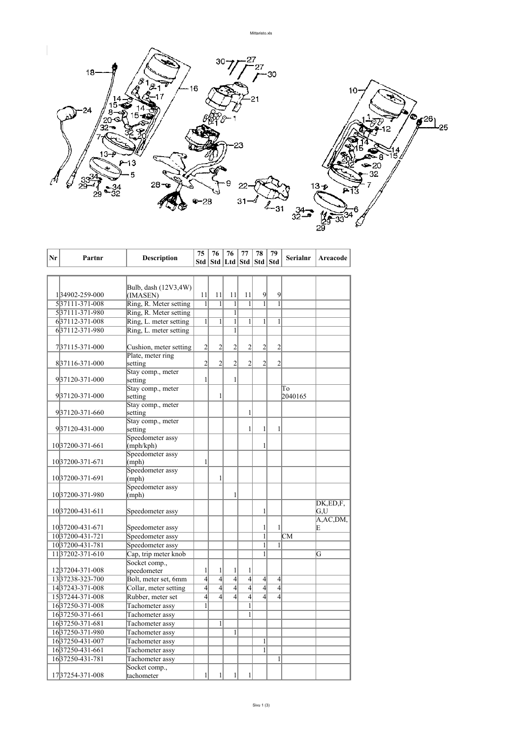| Nr | Partnr | Description | 75 Std | 76 Std | 76 Ltd | 77 Std | 78 Std | 79 Std | Serialnr | Areacode |
|---|---|---|---|---|---|---|---|---|---|---|
| 1 | 34902-259-000 | Bulb, dash (12V3,4W) (IMASEN) | 11 | 11 | 11 | 11 | 9 | 9 | | |
| 5 | 37111-371-008 | Ring, R. Meter setting | 1 | 1 | 1 | 1 | 1 | 1 | | |
| 5 | 37111-371-980 | Ring, R. Meter setting | | | 1 | | | | | |
| 6 | 37112-371-008 | Ring, L. meter setting | 1 | 1 | 1 | 1 | 1 | 1 | | |
| 6 | 37112-371-980 | Ring, L. meter setting | | | 1 | | | | | |
| 7 | 37115-371-000 | Cushion, meter setting | 2 | 2 | 2 | 2 | 2 | 2 | | |
| 8 | 37116-371-000 | Plate, meter ring setting | 2 | 2 | 2 | 2 | 2 | 2 | | |
| 9 | 37120-371-000 | Stay comp., meter setting | 1 | | 1 | | | | | |
| 9 | 37120-371-000 | Stay comp., meter setting | | 1 | | | | | To 2040165 | |
| 9 | 37120-371-660 | Stay comp., meter setting | | | | 1 | | | | |
| 9 | 37120-431-000 | Stay comp., meter setting | | | | 1 | 1 | 1 | | |
| 10 | 37200-371-661 | Speedometer assy (mph/kph) | | | | | 1 | | | |
| 10 | 37200-371-671 | Speedometer assy (mph) | 1 | | | | | | | |
| 10 | 37200-371-691 | Speedometer assy (mph) | | 1 | | | | | | |
| 10 | 37200-371-980 | Speedometer assy (mph) | | | 1 | | | | | |
| 10 | 37200-431-611 | Speedometer assy | | | | | 1 | | | DK,ED,F, G,U |
| 10 | 37200-431-671 | Speedometer assy | | | | | 1 | 1 | | A,AC,DM, E |
| 10 | 37200-431-721 | Speedometer assy | | | | | 1 | | CM | |
| 10 | 37200-431-781 | Speedometer assy | | | | | 1 | 1 | | |
| 11 | 37202-371-610 | Cap, trip meter knob | | | | | 1 | | | G |
| 12 | 37204-371-008 | Socket comp., speedometer | 1 | 1 | 1 | 1 | | | | |
| 13 | 37238-323-700 | Bolt, meter set, 6mm | 4 | 4 | 4 | 4 | 4 | 4 | | |
| 14 | 37243-371-008 | Collar, meter setting | 4 | 4 | 4 | 4 | 4 | 4 | | |
| 15 | 37244-371-008 | Rubber, meter set | 4 | 4 | 4 | 4 | 4 | 4 | | |
| 16 | 37250-371-008 | Tachometer assy | 1 | | | 1 | | | | |
| 16 | 37250-371-661 | Tachometer assy | | | | 1 | | | | |
| 16 | 37250-371-681 | Tachometer assy | | 1 | | | | | | |
| 16 | 37250-371-980 | Tachometer assy | | | 1 | | | | | |
| 16 | 37250-431-007 | Tachometer assy | | | | | 1 | | | |
| 16 | 37250-431-661 | Tachometer assy | | | | | 1 | | | |
| 16 | 37250-431-781 | Tachometer assy | | | | | | 1 | | |
| 17 | 37254-371-008 | Socket comp., tachometer | 1 | 1 | 1 | 1 | | | | |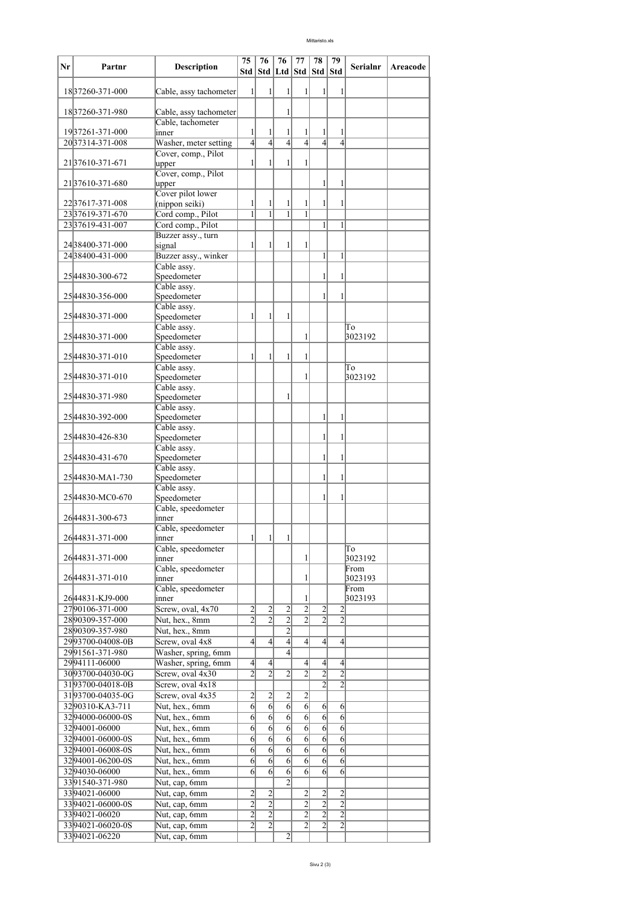| Nr | Partnr | Description | 75 Std | 76 Std | 76 Ltd | 77 Std | 78 Std | 79 Std | Serialnr | Areacode |
|---|---|---|---|---|---|---|---|---|---|---|
| 18 | 37260-371-000 | Cable, assy tachometer | 1 | 1 | 1 | 1 | 1 | 1 | | |
| 18 | 37260-371-980 | Cable, assy tachometer | | | 1 | | | | | |
| 19 | 37261-371-000 | Cable, tachometer inner | 1 | 1 | 1 | 1 | 1 | 1 | | |
| 20 | 37314-371-008 | Washer, meter setting | 4 | 4 | 4 | 4 | 4 | 4 | | |
| 21 | 37610-371-671 | Cover, comp., Pilot upper | 1 | 1 | 1 | 1 | | | | |
| 21 | 37610-371-680 | Cover, comp., Pilot upper | | | | | 1 | 1 | | |
| 22 | 37617-371-008 | Cover pilot lower (nippon seiki) | 1 | 1 | 1 | 1 | 1 | 1 | | |
| 23 | 37619-371-670 | Cord comp., Pilot | 1 | 1 | 1 | 1 | | | | |
| 23 | 37619-431-007 | Cord comp., Pilot | | | | | 1 | 1 | | |
| 24 | 38400-371-000 | Buzzer assy., turn signal | 1 | 1 | 1 | 1 | | | | |
| 24 | 38400-431-000 | Buzzer assy., winker | | | | | 1 | 1 | | |
| 25 | 44830-300-672 | Cable assy. Speedometer | | | | | 1 | 1 | | |
| 25 | 44830-356-000 | Cable assy. Speedometer | | | | | 1 | 1 | | |
| 25 | 44830-371-000 | Cable assy. Speedometer | 1 | 1 | 1 | | | | | |
| 25 | 44830-371-000 | Cable assy. Speedometer | | | | 1 | | | To 3023192 | |
| 25 | 44830-371-010 | Cable assy. Speedometer | 1 | 1 | 1 | 1 | | | | |
| 25 | 44830-371-010 | Cable assy. Speedometer | | | | 1 | | | To 3023192 | |
| 25 | 44830-371-980 | Cable assy. Speedometer | | | 1 | | | | | |
| 25 | 44830-392-000 | Cable assy. Speedometer | | | | | 1 | 1 | | |
| 25 | 44830-426-830 | Cable assy. Speedometer | | | | | 1 | 1 | | |
| 25 | 44830-431-670 | Cable assy. Speedometer | | | | | 1 | 1 | | |
| 25 | 44830-MA1-730 | Cable assy. Speedometer | | | | | 1 | 1 | | |
| 25 | 44830-MC0-670 | Cable assy. Speedometer | | | | | 1 | 1 | | |
| 26 | 44831-300-673 | Cable, speedometer inner | | | | | | | | |
| 26 | 44831-371-000 | Cable, speedometer inner | 1 | 1 | 1 | | | | | |
| 26 | 44831-371-000 | Cable, speedometer inner | | | | 1 | | | To 3023192 | |
| 26 | 44831-371-010 | Cable, speedometer inner | | | | 1 | | | From 3023193 | |
| 26 | 44831-KJ9-000 | Cable, speedometer inner | | | | 1 | | | From 3023193 | |
| 27 | 90106-371-000 | Screw, oval, 4x70 | 2 | 2 | 2 | 2 | 2 | 2 | | |
| 28 | 90309-357-000 | Nut, hex., 8mm | 2 | 2 | 2 | 2 | 2 | 2 | | |
| 28 | 90309-357-980 | Nut, hex., 8mm | | | 2 | | | | | |
| 29 | 93700-04008-0B | Screw, oval 4x8 | 4 | 4 | 4 | 4 | 4 | 4 | | |
| 29 | 91561-371-980 | Washer, spring, 6mm | | | 4 | | | | | |
| 29 | 94111-06000 | Washer, spring, 6mm | 4 | 4 | | 4 | 4 | 4 | | |
| 30 | 93700-04030-0G | Screw, oval 4x30 | 2 | 2 | 2 | 2 | 2 | 2 | | |
| 31 | 93700-04018-0B | Screw, oval 4x18 | | | | | 2 | 2 | | |
| 31 | 93700-04035-0G | Screw, oval 4x35 | 2 | 2 | 2 | 2 | | | | |
| 32 | 90310-KA3-711 | Nut, hex., 6mm | 6 | 6 | 6 | 6 | 6 | 6 | | |
| 32 | 94000-06000-0S | Nut, hex., 6mm | 6 | 6 | 6 | 6 | 6 | 6 | | |
| 32 | 94001-06000 | Nut, hex., 6mm | 6 | 6 | 6 | 6 | 6 | 6 | | |
| 32 | 94001-06000-0S | Nut, hex., 6mm | 6 | 6 | 6 | 6 | 6 | 6 | | |
| 32 | 94001-06008-0S | Nut, hex., 6mm | 6 | 6 | 6 | 6 | 6 | 6 | | |
| 32 | 94001-06200-0S | Nut, hex., 6mm | 6 | 6 | 6 | 6 | 6 | 6 | | |
| 32 | 94030-06000 | Nut, hex., 6mm | 6 | 6 | 6 | 6 | 6 | 6 | | |
| 33 | 91540-371-980 | Nut, cap, 6mm | | | 2 | | | | | |
| 33 | 94021-06000 | Nut, cap, 6mm | 2 | 2 | | 2 | 2 | 2 | | |
| 33 | 94021-06000-0S | Nut, cap, 6mm | 2 | 2 | | 2 | 2 | 2 | | |
| 33 | 94021-06020 | Nut, cap, 6mm | 2 | 2 | | 2 | 2 | 2 | | |
| 33 | 94021-06020-0S | Nut, cap, 6mm | 2 | 2 | | 2 | 2 | 2 | | |
| 33 | 94021-06220 | Nut, cap, 6mm | | | 2 | | | | | |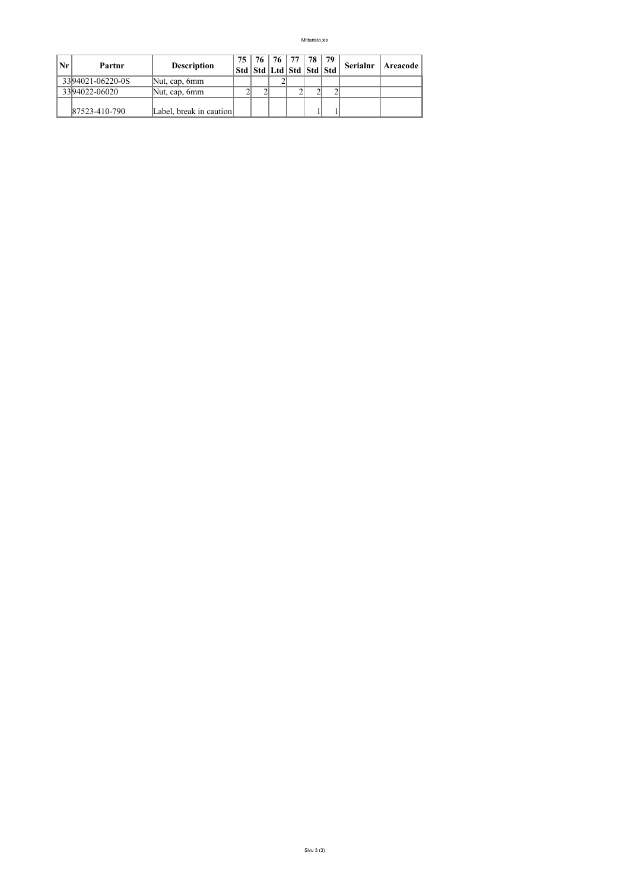| Nr | Partnr | Description | 75 Std | 76 Std | 76 Ltd | 77 Std | 78 Std | 79 Std | Serialnr | Areacode |
|---|---|---|---|---|---|---|---|---|---|---|
| 33 | 94021-06220-0S | Nut, cap, 6mm | | | 2 | | | | | |
| 33 | 94022-06020 | Nut, cap, 6mm | 2 | 2 | | 2 | 2 | 2 | | |
| | 87523-410-790 | Label, break in caution | | | | | 1 | 1 | | |